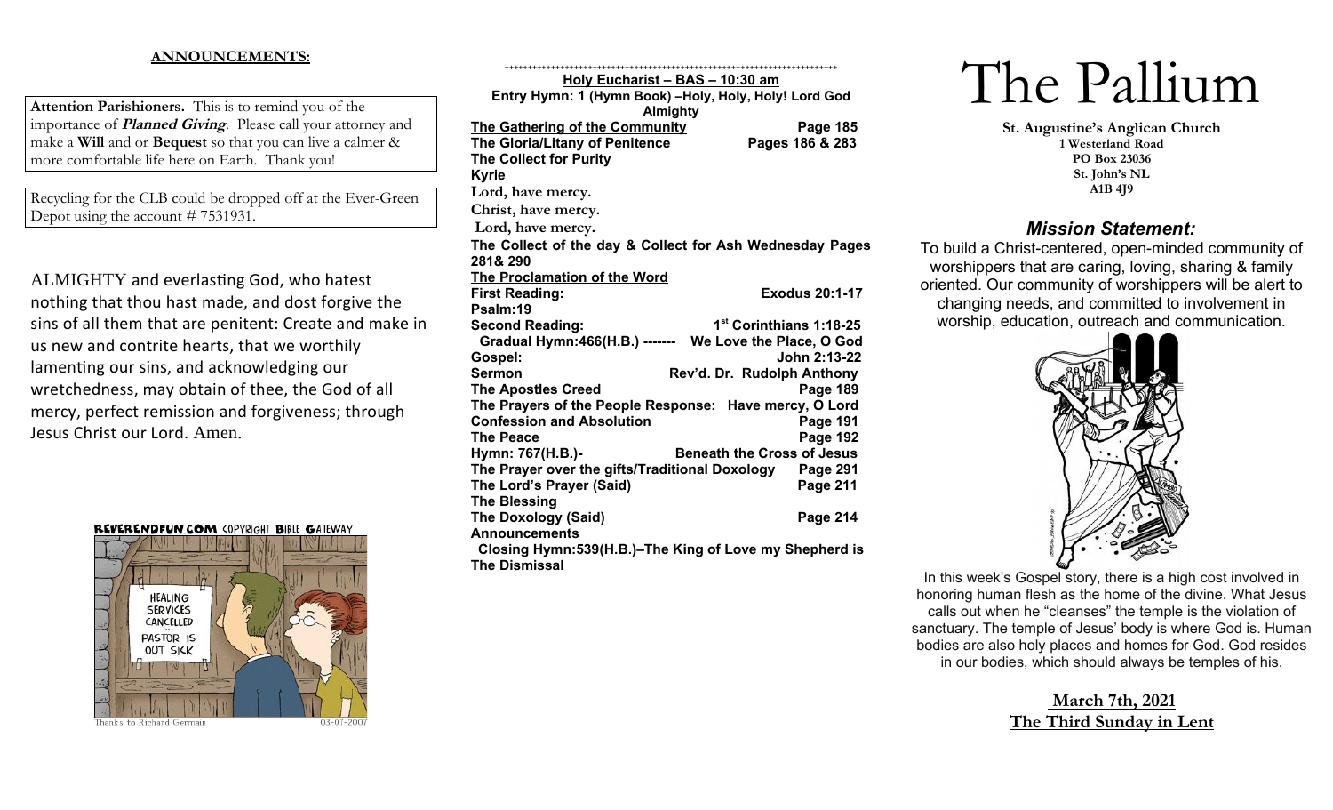**ANNOUNCEMENTS:**

**Attention Parishioners.** This is to remind you of the importance of ***Planned Giving***. Please call your attorney and make a **Will** and or **Bequest** so that you can live a calmer & more comfortable life here on Earth. Thank you!

Recycling for the CLB could be dropped off at the Ever-Green Depot using the account # 7531931.

ALMIGHTY and everlasting God, who hatest nothing that thou hast made, and dost forgive the sins of all them that are penitent: Create and make in us new and contrite hearts, that we worthily lamenting our sins, and acknowledging our wretchedness, may obtain of thee, the God of all mercy, perfect remission and forgiveness; through Jesus Christ our Lord. Amen.

REVERENDFUN.COM COPYRIGHT BIBLE GATEWAY

Thanks to Richard Germain 03-07-2007

++++++++++++++++++++++++++++++++++++++++++++++++++++++++++++++++++++++++

**Holy Eucharist – BAS – 10:30 am**

**Entry Hymn: 1 (Hymn Book) –Holy, Holy, Holy! Lord God Almighty**

**The Gathering of the Community** — **Page 185**
**The Gloria/Litany of Penitence** — **Pages 186 & 283**
**The Collect for Purity**
**Kyrie**
**Lord, have mercy.**
**Christ, have mercy.**
**Lord, have mercy.**
**The Collect of the day & Collect for Ash Wednesday Pages 281& 290**
**The Proclamation of the Word**
**First Reading:** — **Exodus 20:1-17**
**Psalm:19**
**Second Reading:** — **1st Corinthians 1:18-25**
**Gradual Hymn:466(H.B.) ------- We Love the Place, O God**
**Gospel:** — **John 2:13-22**
**Sermon** — **Rev'd. Dr. Rudolph Anthony**
**The Apostles Creed** — **Page 189**
**The Prayers of the People Response: Have mercy, O Lord**
**Confession and Absolution** — **Page 191**
**The Peace** — **Page 192**
**Hymn: 767(H.B.)-** — **Beneath the Cross of Jesus**
**The Prayer over the gifts/Traditional Doxology** — **Page 291**
**The Lord's Prayer (Said)** — **Page 211**
**The Blessing**
**The Doxology (Said)** — **Page 214**
**Announcements**
**Closing Hymn:539(H.B.)–The King of Love my Shepherd is**
**The Dismissal**

# The Pallium

**St. Augustine's Anglican Church**
**1 Westerland Road**
**PO Box 23036**
**St. John's NL**
**A1B 4J9**

## *Mission Statement:*

To build a Christ-centered, open-minded community of worshippers that are caring, loving, sharing & family oriented. Our community of worshippers will be alert to changing needs, and committed to involvement in worship, education, outreach and communication.

In this week's Gospel story, there is a high cost involved in honoring human flesh as the home of the divine. What Jesus calls out when he "cleanses" the temple is the violation of sanctuary. The temple of Jesus' body is where God is. Human bodies are also holy places and homes for God. God resides in our bodies, which should always be temples of his.

**March 7th, 2021**
**The Third Sunday in Lent**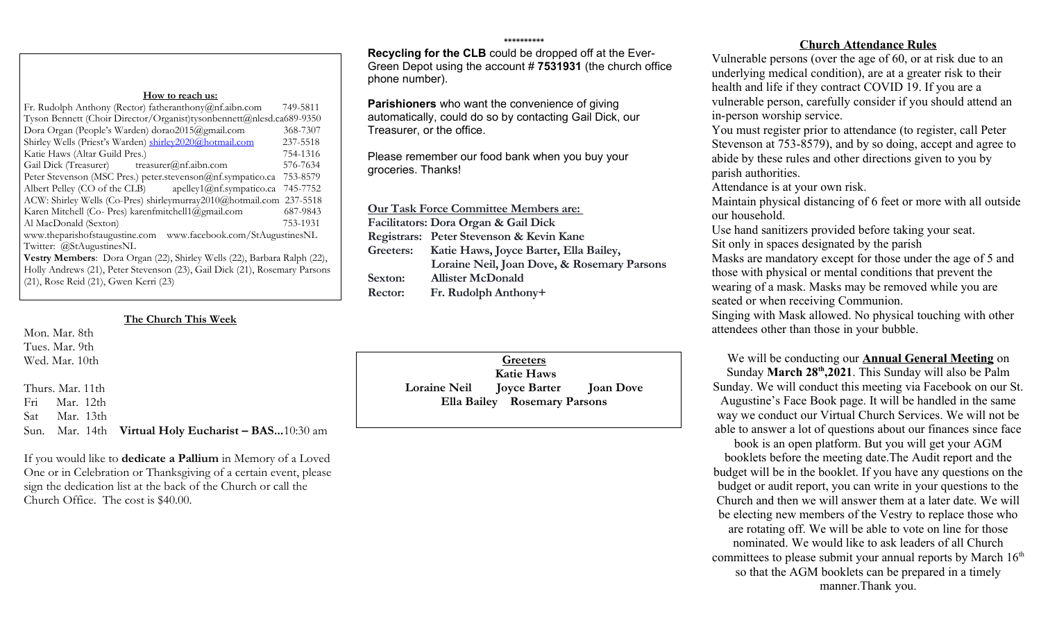### How to reach us:

| | |
|---|---|
| Fr. Rudolph Anthony (Rector) fatheranthony@nf.aibn.com | 749-5811 |
| Tyson Bennett (Choir Director/Organist)tysonbennett@nlesd.ca | 689-9350 |
| Dora Organ (People's Warden) dorao2015@gmail.com | 368-7307 |
| Shirley Wells (Priest's Warden) shirley2020@hotmail.com | 237-5518 |
| Katie Haws (Altar Guild Pres.) | 754-1316 |
| Gail Dick (Treasurer) treasurer@nf.aibn.com | 576-7634 |
| Peter Stevenson (MSC Pres.) peter.stevenson@nf.sympatico.ca | 753-8579 |
| Albert Pelley (CO of the CLB) apelley1@nf.sympatico.ca | 745-7752 |
| ACW: Shirley Wells (Co-Pres) shirleymurray2010@hotmail.com | 237-5518 |
| Karen Mitchell (Co- Pres) karenfmitchell1@gmail.com | 687-9843 |
| Al MacDonald (Sexton) | 753-1931 |

www.theparishofstaugustine.com www.facebook.com/StAugustinesNL
Twitter: @StAugustinesNL

**Vestry Members**: Dora Organ (22), Shirley Wells (22), Barbara Ralph (22), Holly Andrews (21), Peter Stevenson (23), Gail Dick (21), Rosemary Parsons (21), Rose Reid (21), Gwen Kerri (23)

### The Church This Week

Mon. Mar. 8th
Tues. Mar. 9th
Wed. Mar. 10th

Thurs. Mar. 11th
Fri Mar. 12th
Sat Mar. 13th
Sun. Mar. 14th **Virtual Holy Eucharist – BAS...**10:30 am

If you would like to **dedicate a Pallium** in Memory of a Loved One or in Celebration or Thanksgiving of a certain event, please sign the dedication list at the back of the Church or call the Church Office. The cost is $40.00.

**********

**Recycling for the CLB** could be dropped off at the Ever-Green Depot using the account # **7531931** (the church office phone number).

**Parishioners** who want the convenience of giving automatically, could do so by contacting Gail Dick, our Treasurer, or the office.

Please remember our food bank when you buy your groceries. Thanks!

**Our Task Force Committee Members are:**

**Facilitators: Dora Organ & Gail Dick**
**Registrars: Peter Stevenson & Kevin Kane**
**Greeters: Katie Haws, Joyce Barter, Ella Bailey, Loraine Neil, Joan Dove, & Rosemary Parsons**
**Sexton: Allister McDonald**
**Rector: Fr. Rudolph Anthony+**

**Greeters**
**Katie Haws**
**Loraine Neil Joyce Barter Joan Dove**
**Ella Bailey Rosemary Parsons**

### Church Attendance Rules

Vulnerable persons (over the age of 60, or at risk due to an underlying medical condition), are at a greater risk to their health and life if they contract COVID 19. If you are a vulnerable person, carefully consider if you should attend an in-person worship service.

You must register prior to attendance (to register, call Peter Stevenson at 753-8579), and by so doing, accept and agree to abide by these rules and other directions given to you by parish authorities.

Attendance is at your own risk.

Maintain physical distancing of 6 feet or more with all outside our household.

Use hand sanitizers provided before taking your seat.

Sit only in spaces designated by the parish

Masks are mandatory except for those under the age of 5 and those with physical or mental conditions that prevent the wearing of a mask. Masks may be removed while you are seated or when receiving Communion.

Singing with Mask allowed. No physical touching with other attendees other than those in your bubble.

We will be conducting our **Annual General Meeting** on Sunday **March 28th,2021**. This Sunday will also be Palm Sunday. We will conduct this meeting via Facebook on our St. Augustine's Face Book page. It will be handled in the same way we conduct our Virtual Church Services. We will not be able to answer a lot of questions about our finances since face book is an open platform. But you will get your AGM booklets before the meeting date.The Audit report and the budget will be in the booklet. If you have any questions on the budget or audit report, you can write in your questions to the Church and then we will answer them at a later date. We will be electing new members of the Vestry to replace those who are rotating off. We will be able to vote on line for those nominated. We would like to ask leaders of all Church committees to please submit your annual reports by March 16th so that the AGM booklets can be prepared in a timely manner.Thank you.